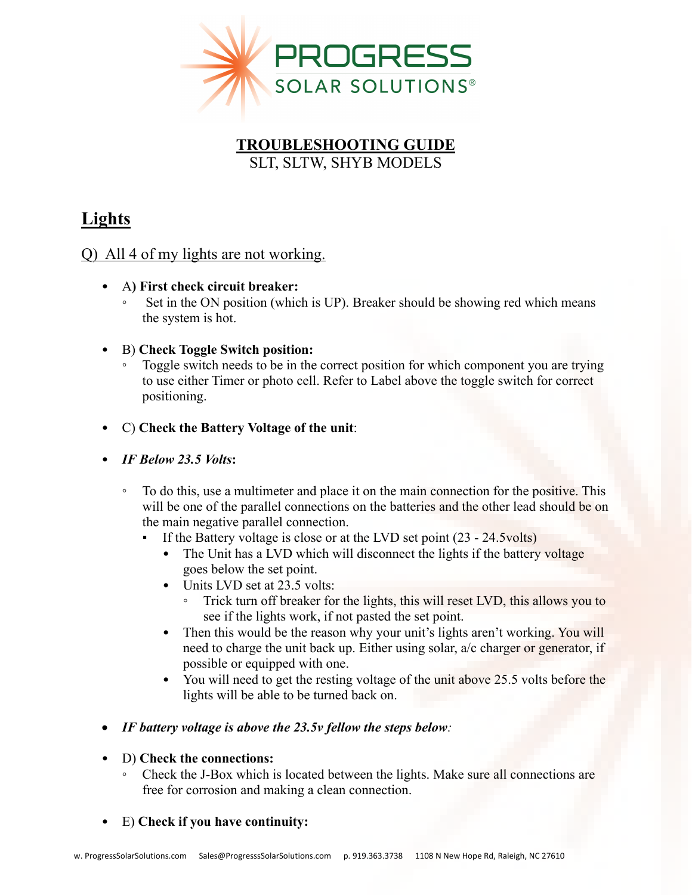# TROUBLESHOOTING GUIDE

SLT, SLTW, SHYB MODELS

## Lights

### Q) All 4 of my lights are not working.

- A**) First check circuit breaker:**
  - Set in the ON position (which is UP). Breaker should be showing red which means the system is hot.

- B) **Check Toggle Switch position:**
  - Toggle switch needs to be in the correct position for which component you are trying to use either Timer or photo cell. Refer to Label above the toggle switch for correct positioning.

- C) **Check the Battery Voltage of the unit**:

- ***IF Below 23.5 Volts*****:**

  - To do this, use a multimeter and place it on the main connection for the positive. This will be one of the parallel connections on the batteries and the other lead should be on the main negative parallel connection.
    - If the Battery voltage is close or at the LVD set point (23 - 24.5volts)
      - The Unit has a LVD which will disconnect the lights if the battery voltage goes below the set point.
      - Units LVD set at 23.5 volts:
        - Trick turn off breaker for the lights, this will reset LVD, this allows you to see if the lights work, if not pasted the set point.
      - Then this would be the reason why your unit's lights aren't working. You will need to charge the unit back up. Either using solar, a/c charger or generator, if possible or equipped with one.
      - You will need to get the resting voltage of the unit above 25.5 volts before the lights will be able to be turned back on.

- ***IF battery voltage is above the 23.5v fellow the steps below****:*

- D) **Check the connections:**
  - Check the J-Box which is located between the lights. Make sure all connections are free for corrosion and making a clean connection.

- E) **Check if you have continuity:**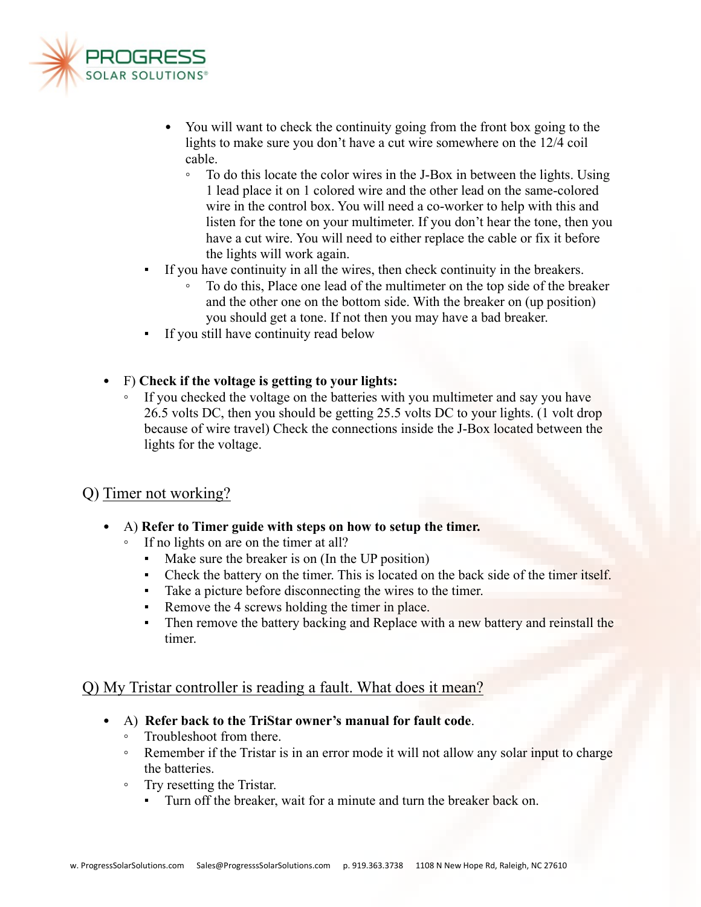- You will want to check the continuity going from the front box going to the lights to make sure you don't have a cut wire somewhere on the 12/4 coil cable.
    - To do this locate the color wires in the J-Box in between the lights. Using 1 lead place it on 1 colored wire and the other lead on the same-colored wire in the control box. You will need a co-worker to help with this and listen for the tone on your multimeter. If you don't hear the tone, then you have a cut wire. You will need to either replace the cable or fix it before the lights will work again.
- If you have continuity in all the wires, then check continuity in the breakers.
    - To do this, Place one lead of the multimeter on the top side of the breaker and the other one on the bottom side. With the breaker on (up position) you should get a tone. If not then you may have a bad breaker.
- If you still have continuity read below

- F) **Check if the voltage is getting to your lights:**
    - If you checked the voltage on the batteries with you multimeter and say you have 26.5 volts DC, then you should be getting 25.5 volts DC to your lights. (1 volt drop because of wire travel) Check the connections inside the J-Box located between the lights for the voltage.

## Q) Timer not working?

- A) **Refer to Timer guide with steps on how to setup the timer.**
    - If no lights on are on the timer at all?
        - Make sure the breaker is on (In the UP position)
        - Check the battery on the timer. This is located on the back side of the timer itself.
        - Take a picture before disconnecting the wires to the timer.
        - Remove the 4 screws holding the timer in place.
        - Then remove the battery backing and Replace with a new battery and reinstall the timer.

## Q) My Tristar controller is reading a fault. What does it mean?

- A) **Refer back to the TriStar owner's manual for fault code**.
    - Troubleshoot from there.
    - Remember if the Tristar is in an error mode it will not allow any solar input to charge the batteries.
    - Try resetting the Tristar.
        - Turn off the breaker, wait for a minute and turn the breaker back on.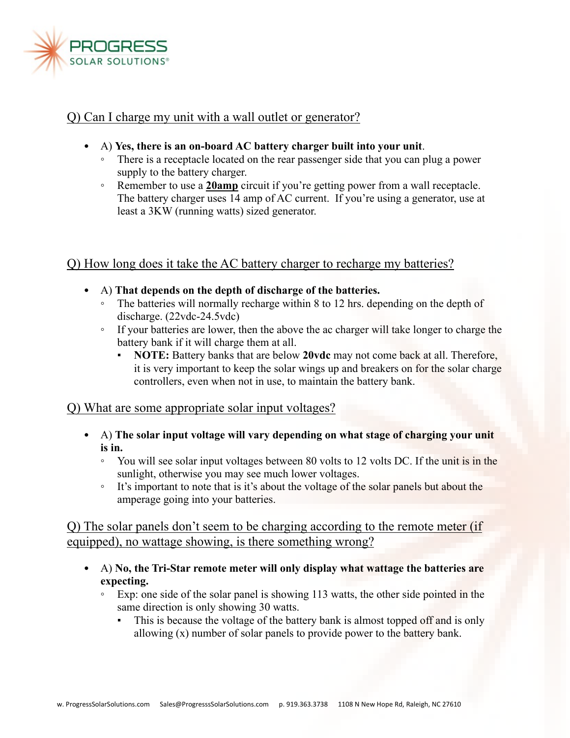Q) Can I charge my unit with a wall outlet or generator?

- A) **Yes, there is an on-board AC battery charger built into your unit**.
  - There is a receptacle located on the rear passenger side that you can plug a power supply to the battery charger.
  - Remember to use a **20amp** circuit if you're getting power from a wall receptacle. The battery charger uses 14 amp of AC current. If you're using a generator, use at least a 3KW (running watts) sized generator.

Q) How long does it take the AC battery charger to recharge my batteries?

- A) **That depends on the depth of discharge of the batteries.**
  - The batteries will normally recharge within 8 to 12 hrs. depending on the depth of discharge. (22vdc-24.5vdc)
  - If your batteries are lower, then the above the ac charger will take longer to charge the battery bank if it will charge them at all.
    - **NOTE:** Battery banks that are below **20vdc** may not come back at all. Therefore, it is very important to keep the solar wings up and breakers on for the solar charge controllers, even when not in use, to maintain the battery bank.

Q) What are some appropriate solar input voltages?

- A) **The solar input voltage will vary depending on what stage of charging your unit is in.**
  - You will see solar input voltages between 80 volts to 12 volts DC. If the unit is in the sunlight, otherwise you may see much lower voltages.
  - It's important to note that is it's about the voltage of the solar panels but about the amperage going into your batteries.

Q) The solar panels don't seem to be charging according to the remote meter (if equipped), no wattage showing, is there something wrong?

- A) **No, the Tri-Star remote meter will only display what wattage the batteries are expecting.**
  - Exp: one side of the solar panel is showing 113 watts, the other side pointed in the same direction is only showing 30 watts.
    - This is because the voltage of the battery bank is almost topped off and is only allowing (x) number of solar panels to provide power to the battery bank.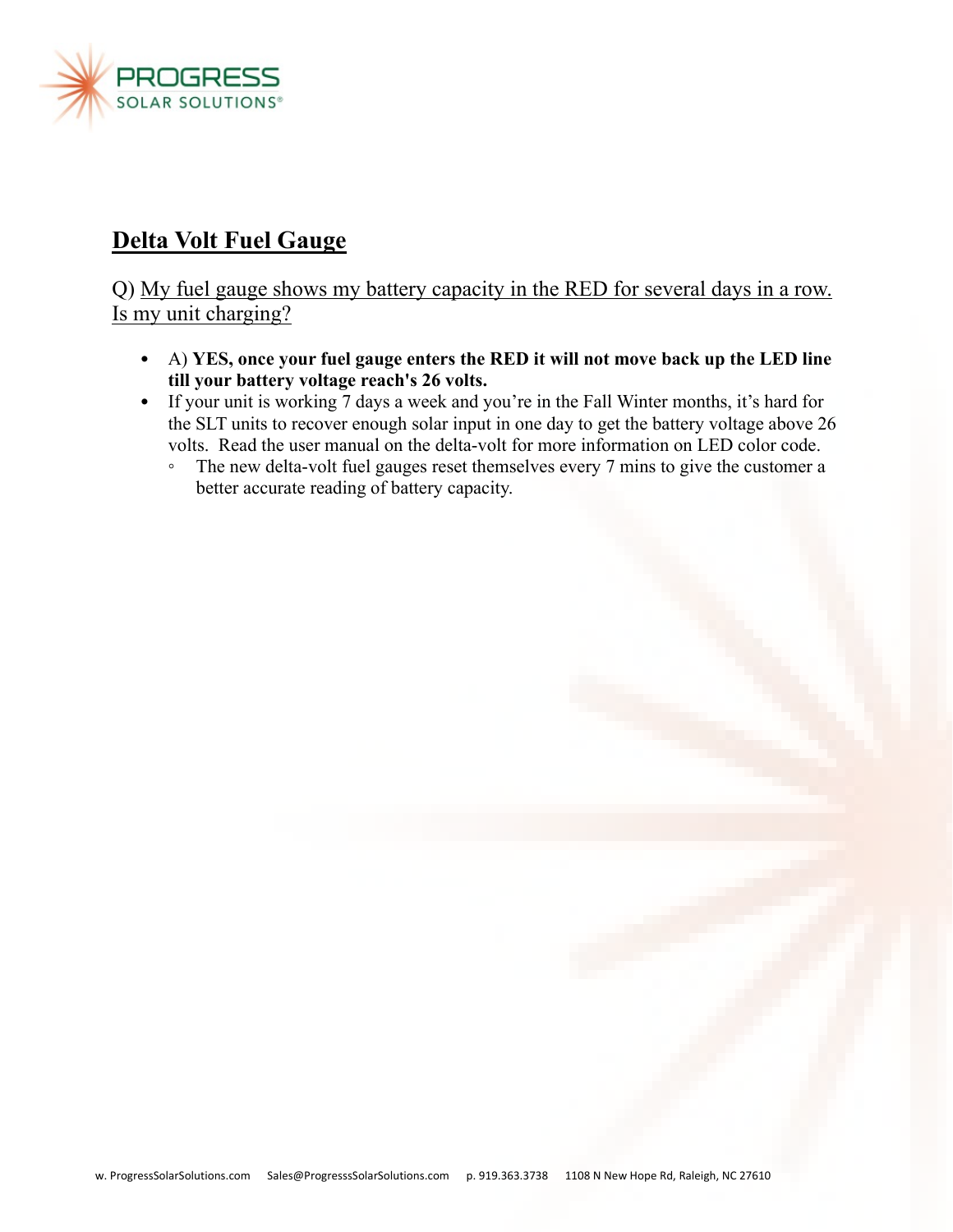## Delta Volt Fuel Gauge

Q) My fuel gauge shows my battery capacity in the RED for several days in a row. Is my unit charging?

- A) **YES, once your fuel gauge enters the RED it will not move back up the LED line till your battery voltage reach's 26 volts.**
- If your unit is working 7 days a week and you're in the Fall Winter months, it's hard for the SLT units to recover enough solar input in one day to get the battery voltage above 26 volts. Read the user manual on the delta-volt for more information on LED color code.
  - The new delta-volt fuel gauges reset themselves every 7 mins to give the customer a better accurate reading of battery capacity.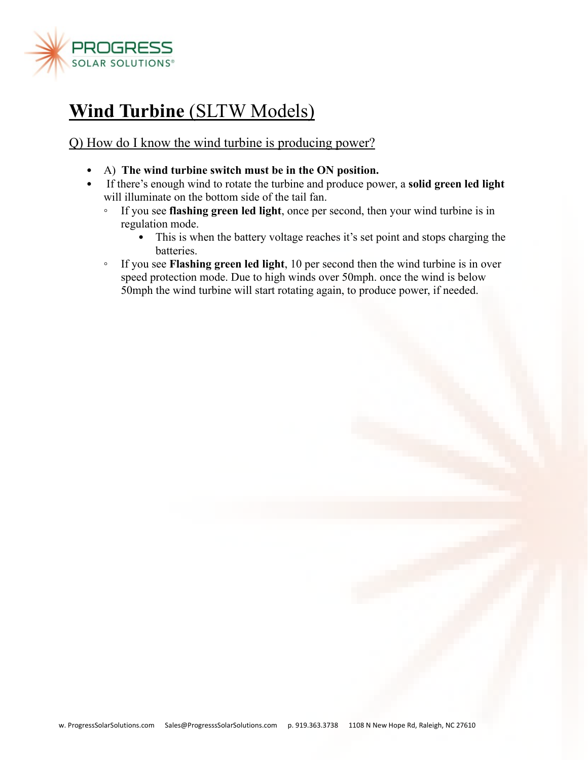# **Wind Turbine** (SLTW Models)

Q) How do I know the wind turbine is producing power?

- A) **The wind turbine switch must be in the ON position.**
- If there's enough wind to rotate the turbine and produce power, a **solid green led light** will illuminate on the bottom side of the tail fan.
  - If you see **flashing green led light**, once per second, then your wind turbine is in regulation mode.
    - This is when the battery voltage reaches it's set point and stops charging the batteries.
  - If you see **Flashing green led light**, 10 per second then the wind turbine is in over speed protection mode. Due to high winds over 50mph. once the wind is below 50mph the wind turbine will start rotating again, to produce power, if needed.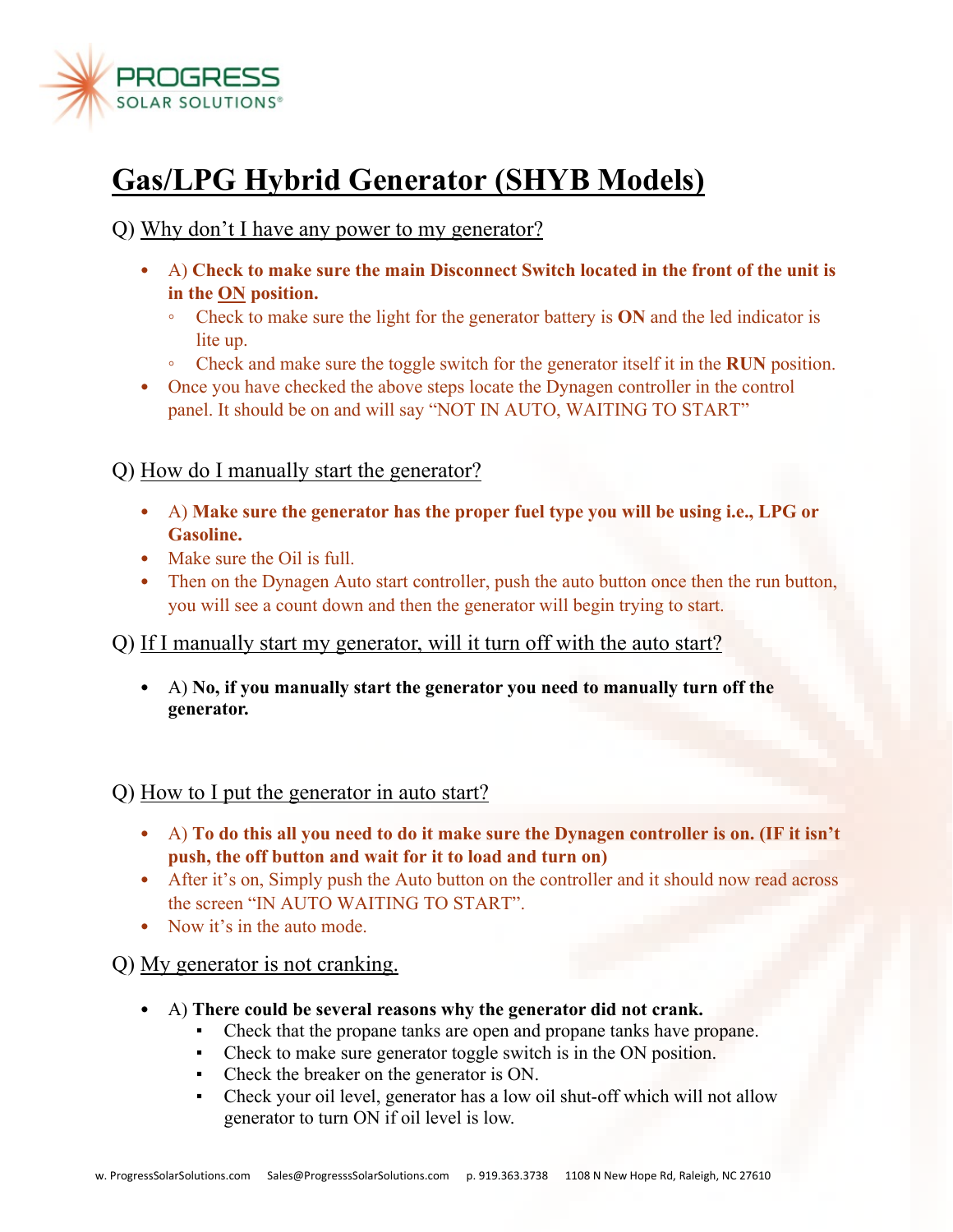PROGRESS
SOLAR SOLUTIONS®

# Gas/LPG Hybrid Generator (SHYB Models)

Q) Why don't I have any power to my generator?

- A) **Check to make sure the main Disconnect Switch located in the front of the unit is in the ON position.**
  - Check to make sure the light for the generator battery is **ON** and the led indicator is lite up.
  - Check and make sure the toggle switch for the generator itself it in the **RUN** position.
- Once you have checked the above steps locate the Dynagen controller in the control panel. It should be on and will say "NOT IN AUTO, WAITING TO START"

Q) How do I manually start the generator?

- A) **Make sure the generator has the proper fuel type you will be using i.e., LPG or Gasoline.**
- Make sure the Oil is full.
- Then on the Dynagen Auto start controller, push the auto button once then the run button, you will see a count down and then the generator will begin trying to start.

Q) If I manually start my generator, will it turn off with the auto start?

- A) **No, if you manually start the generator you need to manually turn off the generator.**

Q) How to I put the generator in auto start?

- A) **To do this all you need to do it make sure the Dynagen controller is on. (IF it isn't push, the off button and wait for it to load and turn on)**
- After it's on, Simply push the Auto button on the controller and it should now read across the screen "IN AUTO WAITING TO START".
- Now it's in the auto mode.

Q) My generator is not cranking.

- A) **There could be several reasons why the generator did not crank.**
  - Check that the propane tanks are open and propane tanks have propane.
  - Check to make sure generator toggle switch is in the ON position.
  - Check the breaker on the generator is ON.
  - Check your oil level, generator has a low oil shut-off which will not allow generator to turn ON if oil level is low.

w. ProgressSolarSolutions.com Sales@ProgresssSolarSolutions.com p. 919.363.3738 1108 N New Hope Rd, Raleigh, NC 27610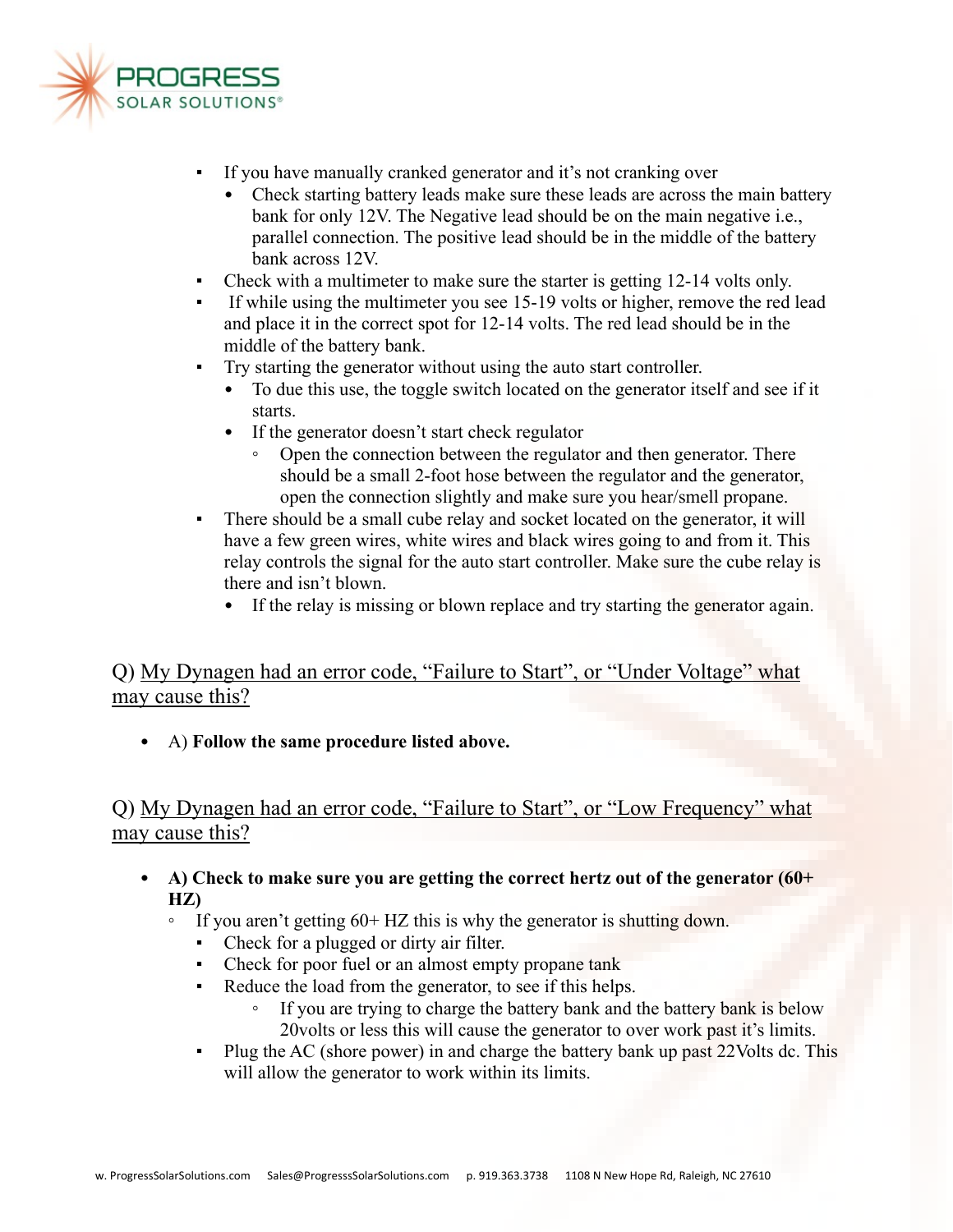- If you have manually cranked generator and it's not cranking over
  - Check starting battery leads make sure these leads are across the main battery bank for only 12V. The Negative lead should be on the main negative i.e., parallel connection. The positive lead should be in the middle of the battery bank across 12V.
- Check with a multimeter to make sure the starter is getting 12-14 volts only.
- If while using the multimeter you see 15-19 volts or higher, remove the red lead and place it in the correct spot for 12-14 volts. The red lead should be in the middle of the battery bank.
- Try starting the generator without using the auto start controller.
  - To due this use, the toggle switch located on the generator itself and see if it starts.
  - If the generator doesn't start check regulator
    - Open the connection between the regulator and then generator. There should be a small 2-foot hose between the regulator and the generator, open the connection slightly and make sure you hear/smell propane.
- There should be a small cube relay and socket located on the generator, it will have a few green wires, white wires and black wires going to and from it. This relay controls the signal for the auto start controller. Make sure the cube relay is there and isn't blown.
  - If the relay is missing or blown replace and try starting the generator again.

Q) <u>My Dynagen had an error code, "Failure to Start", or "Under Voltage" what may cause this?</u>

- A) **Follow the same procedure listed above.**

Q) <u>My Dynagen had an error code, "Failure to Start", or "Low Frequency" what may cause this?</u>

- **A) Check to make sure you are getting the correct hertz out of the generator (60+ HZ)**
  - If you aren't getting 60+ HZ this is why the generator is shutting down.
    - Check for a plugged or dirty air filter.
    - Check for poor fuel or an almost empty propane tank
    - Reduce the load from the generator, to see if this helps.
      - If you are trying to charge the battery bank and the battery bank is below 20volts or less this will cause the generator to over work past it's limits.
    - Plug the AC (shore power) in and charge the battery bank up past 22Volts dc. This will allow the generator to work within its limits.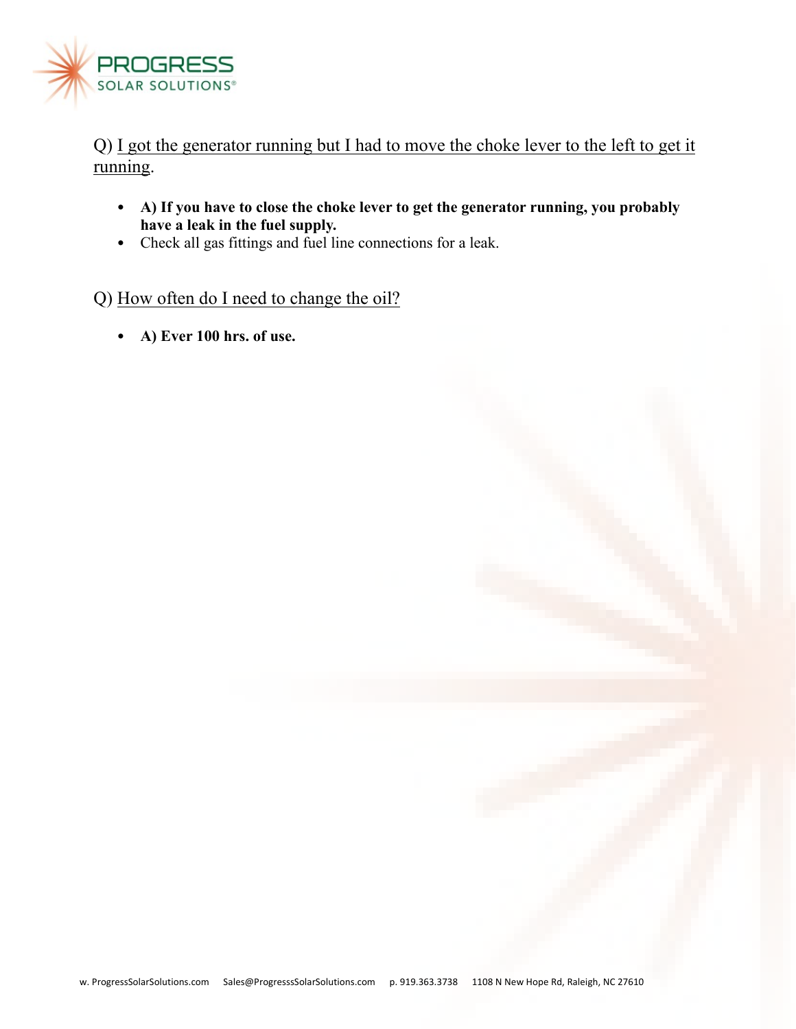Q) <u>I got the generator running but I had to move the choke lever to the left to get it running</u>.

- **A) If you have to close the choke lever to get the generator running, you probably have a leak in the fuel supply.**
- Check all gas fittings and fuel line connections for a leak.

Q) <u>How often do I need to change the oil?</u>

- **A) Ever 100 hrs. of use.**